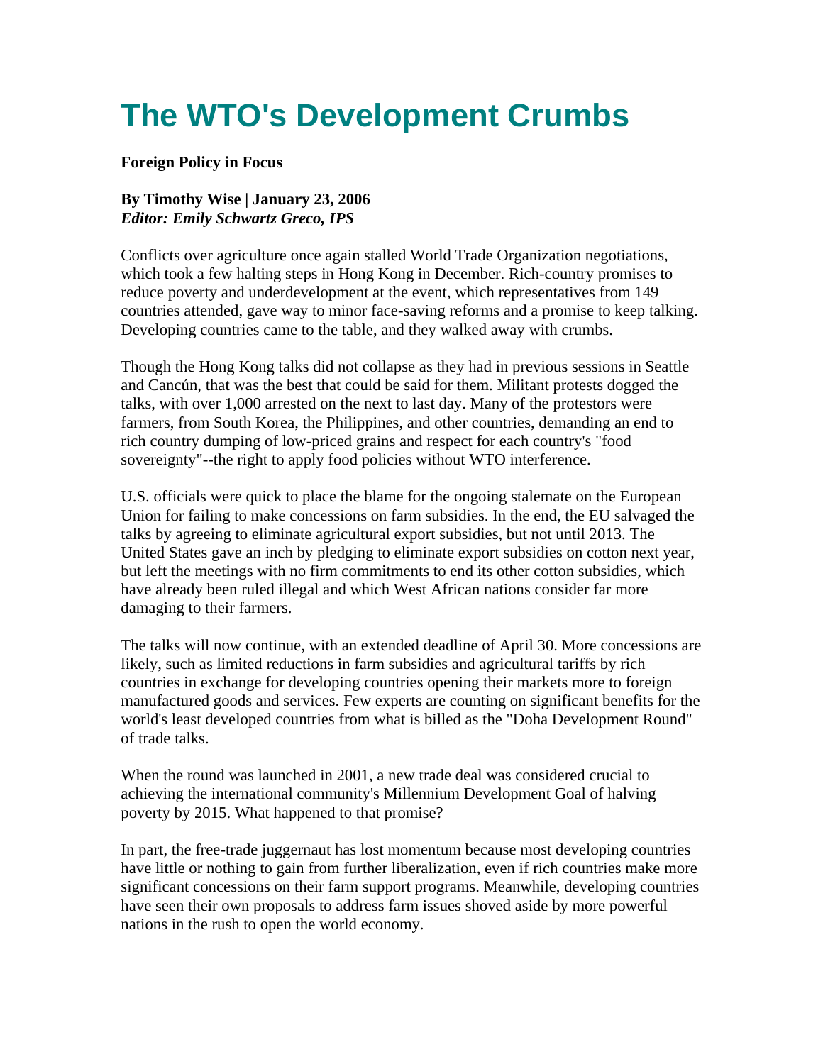# The WTO's Development Crumbs

**Foreign Policy in Focus**

**By Timothy Wise | January 23, 2006**
***Editor: Emily Schwartz Greco, IPS***

Conflicts over agriculture once again stalled World Trade Organization negotiations, which took a few halting steps in Hong Kong in December. Rich-country promises to reduce poverty and underdevelopment at the event, which representatives from 149 countries attended, gave way to minor face-saving reforms and a promise to keep talking. Developing countries came to the table, and they walked away with crumbs.

Though the Hong Kong talks did not collapse as they had in previous sessions in Seattle and Cancún, that was the best that could be said for them. Militant protests dogged the talks, with over 1,000 arrested on the next to last day. Many of the protestors were farmers, from South Korea, the Philippines, and other countries, demanding an end to rich country dumping of low-priced grains and respect for each country's "food sovereignty"--the right to apply food policies without WTO interference.

U.S. officials were quick to place the blame for the ongoing stalemate on the European Union for failing to make concessions on farm subsidies. In the end, the EU salvaged the talks by agreeing to eliminate agricultural export subsidies, but not until 2013. The United States gave an inch by pledging to eliminate export subsidies on cotton next year, but left the meetings with no firm commitments to end its other cotton subsidies, which have already been ruled illegal and which West African nations consider far more damaging to their farmers.

The talks will now continue, with an extended deadline of April 30. More concessions are likely, such as limited reductions in farm subsidies and agricultural tariffs by rich countries in exchange for developing countries opening their markets more to foreign manufactured goods and services. Few experts are counting on significant benefits for the world's least developed countries from what is billed as the "Doha Development Round" of trade talks.

When the round was launched in 2001, a new trade deal was considered crucial to achieving the international community's Millennium Development Goal of halving poverty by 2015. What happened to that promise?

In part, the free-trade juggernaut has lost momentum because most developing countries have little or nothing to gain from further liberalization, even if rich countries make more significant concessions on their farm support programs. Meanwhile, developing countries have seen their own proposals to address farm issues shoved aside by more powerful nations in the rush to open the world economy.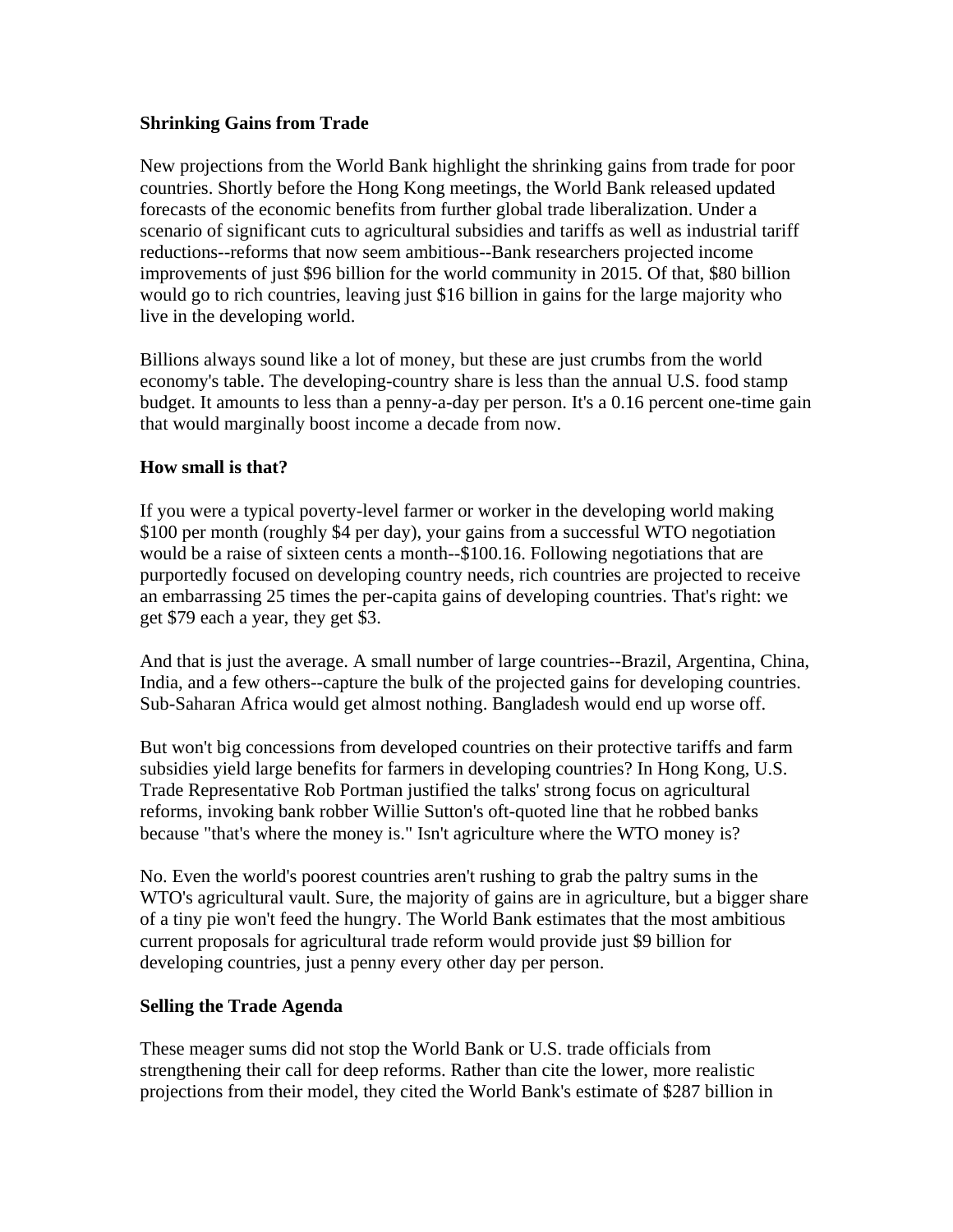### Shrinking Gains from Trade

New projections from the World Bank highlight the shrinking gains from trade for poor countries. Shortly before the Hong Kong meetings, the World Bank released updated forecasts of the economic benefits from further global trade liberalization. Under a scenario of significant cuts to agricultural subsidies and tariffs as well as industrial tariff reductions--reforms that now seem ambitious--Bank researchers projected income improvements of just $96 billion for the world community in 2015. Of that, $80 billion would go to rich countries, leaving just $16 billion in gains for the large majority who live in the developing world.

Billions always sound like a lot of money, but these are just crumbs from the world economy's table. The developing-country share is less than the annual U.S. food stamp budget. It amounts to less than a penny-a-day per person. It's a 0.16 percent one-time gain that would marginally boost income a decade from now.

### How small is that?

If you were a typical poverty-level farmer or worker in the developing world making $100 per month (roughly $4 per day), your gains from a successful WTO negotiation would be a raise of sixteen cents a month--$100.16. Following negotiations that are purportedly focused on developing country needs, rich countries are projected to receive an embarrassing 25 times the per-capita gains of developing countries. That's right: we get $79 each a year, they get $3.

And that is just the average. A small number of large countries--Brazil, Argentina, China, India, and a few others--capture the bulk of the projected gains for developing countries. Sub-Saharan Africa would get almost nothing. Bangladesh would end up worse off.

But won't big concessions from developed countries on their protective tariffs and farm subsidies yield large benefits for farmers in developing countries? In Hong Kong, U.S. Trade Representative Rob Portman justified the talks' strong focus on agricultural reforms, invoking bank robber Willie Sutton's oft-quoted line that he robbed banks because "that's where the money is." Isn't agriculture where the WTO money is?

No. Even the world's poorest countries aren't rushing to grab the paltry sums in the WTO's agricultural vault. Sure, the majority of gains are in agriculture, but a bigger share of a tiny pie won't feed the hungry. The World Bank estimates that the most ambitious current proposals for agricultural trade reform would provide just $9 billion for developing countries, just a penny every other day per person.

### Selling the Trade Agenda

These meager sums did not stop the World Bank or U.S. trade officials from strengthening their call for deep reforms. Rather than cite the lower, more realistic projections from their model, they cited the World Bank's estimate of $287 billion in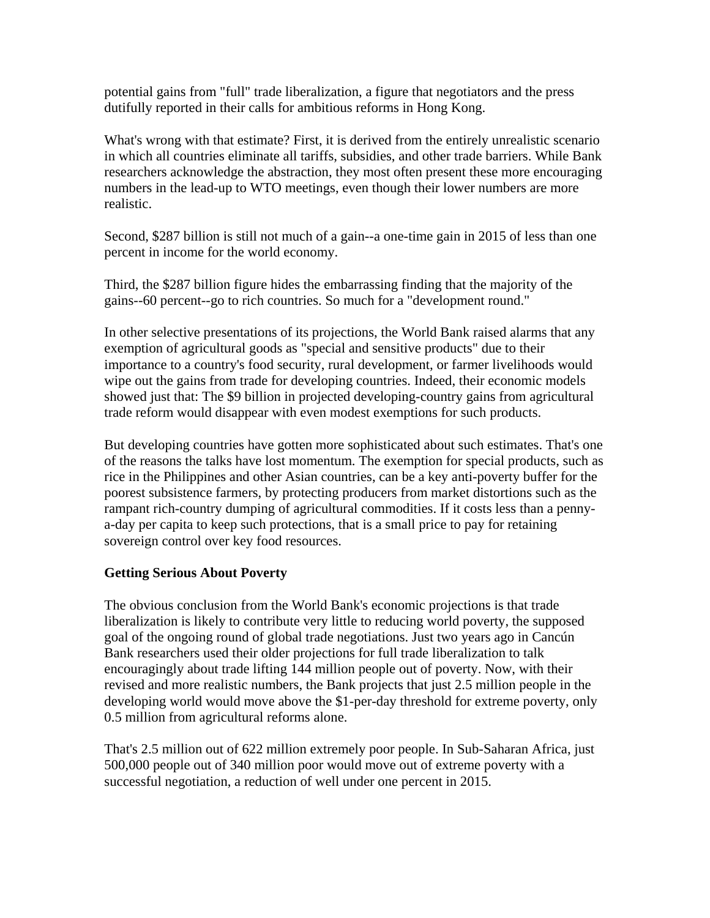potential gains from "full" trade liberalization, a figure that negotiators and the press dutifully reported in their calls for ambitious reforms in Hong Kong.

What's wrong with that estimate? First, it is derived from the entirely unrealistic scenario in which all countries eliminate all tariffs, subsidies, and other trade barriers. While Bank researchers acknowledge the abstraction, they most often present these more encouraging numbers in the lead-up to WTO meetings, even though their lower numbers are more realistic.

Second, $287 billion is still not much of a gain--a one-time gain in 2015 of less than one percent in income for the world economy.

Third, the $287 billion figure hides the embarrassing finding that the majority of the gains--60 percent--go to rich countries. So much for a "development round."

In other selective presentations of its projections, the World Bank raised alarms that any exemption of agricultural goods as "special and sensitive products" due to their importance to a country's food security, rural development, or farmer livelihoods would wipe out the gains from trade for developing countries. Indeed, their economic models showed just that: The $9 billion in projected developing-country gains from agricultural trade reform would disappear with even modest exemptions for such products.

But developing countries have gotten more sophisticated about such estimates. That's one of the reasons the talks have lost momentum. The exemption for special products, such as rice in the Philippines and other Asian countries, can be a key anti-poverty buffer for the poorest subsistence farmers, by protecting producers from market distortions such as the rampant rich-country dumping of agricultural commodities. If it costs less than a penny-a-day per capita to keep such protections, that is a small price to pay for retaining sovereign control over key food resources.

**Getting Serious About Poverty**

The obvious conclusion from the World Bank's economic projections is that trade liberalization is likely to contribute very little to reducing world poverty, the supposed goal of the ongoing round of global trade negotiations. Just two years ago in Cancún Bank researchers used their older projections for full trade liberalization to talk encouragingly about trade lifting 144 million people out of poverty. Now, with their revised and more realistic numbers, the Bank projects that just 2.5 million people in the developing world would move above the $1-per-day threshold for extreme poverty, only 0.5 million from agricultural reforms alone.

That's 2.5 million out of 622 million extremely poor people. In Sub-Saharan Africa, just 500,000 people out of 340 million poor would move out of extreme poverty with a successful negotiation, a reduction of well under one percent in 2015.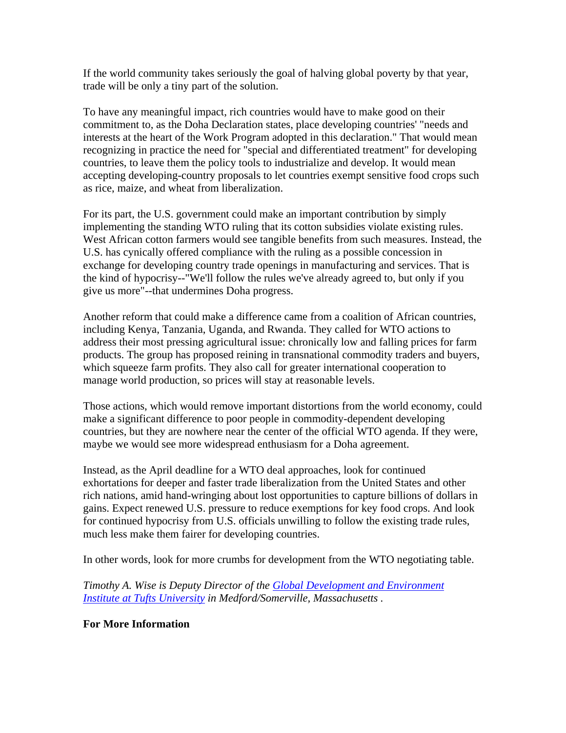If the world community takes seriously the goal of halving global poverty by that year, trade will be only a tiny part of the solution.

To have any meaningful impact, rich countries would have to make good on their commitment to, as the Doha Declaration states, place developing countries' "needs and interests at the heart of the Work Program adopted in this declaration." That would mean recognizing in practice the need for "special and differentiated treatment" for developing countries, to leave them the policy tools to industrialize and develop. It would mean accepting developing-country proposals to let countries exempt sensitive food crops such as rice, maize, and wheat from liberalization.

For its part, the U.S. government could make an important contribution by simply implementing the standing WTO ruling that its cotton subsidies violate existing rules. West African cotton farmers would see tangible benefits from such measures. Instead, the U.S. has cynically offered compliance with the ruling as a possible concession in exchange for developing country trade openings in manufacturing and services. That is the kind of hypocrisy--"We'll follow the rules we've already agreed to, but only if you give us more"--that undermines Doha progress.

Another reform that could make a difference came from a coalition of African countries, including Kenya, Tanzania, Uganda, and Rwanda. They called for WTO actions to address their most pressing agricultural issue: chronically low and falling prices for farm products. The group has proposed reining in transnational commodity traders and buyers, which squeeze farm profits. They also call for greater international cooperation to manage world production, so prices will stay at reasonable levels.

Those actions, which would remove important distortions from the world economy, could make a significant difference to poor people in commodity-dependent developing countries, but they are nowhere near the center of the official WTO agenda. If they were, maybe we would see more widespread enthusiasm for a Doha agreement.

Instead, as the April deadline for a WTO deal approaches, look for continued exhortations for deeper and faster trade liberalization from the United States and other rich nations, amid hand-wringing about lost opportunities to capture billions of dollars in gains. Expect renewed U.S. pressure to reduce exemptions for key food crops. And look for continued hypocrisy from U.S. officials unwilling to follow the existing trade rules, much less make them fairer for developing countries.

In other words, look for more crumbs for development from the WTO negotiating table.

*Timothy A. Wise is Deputy Director of the [Global Development and Environment Institute at Tufts University] in Medford/Somerville, Massachusetts .*

**For More Information**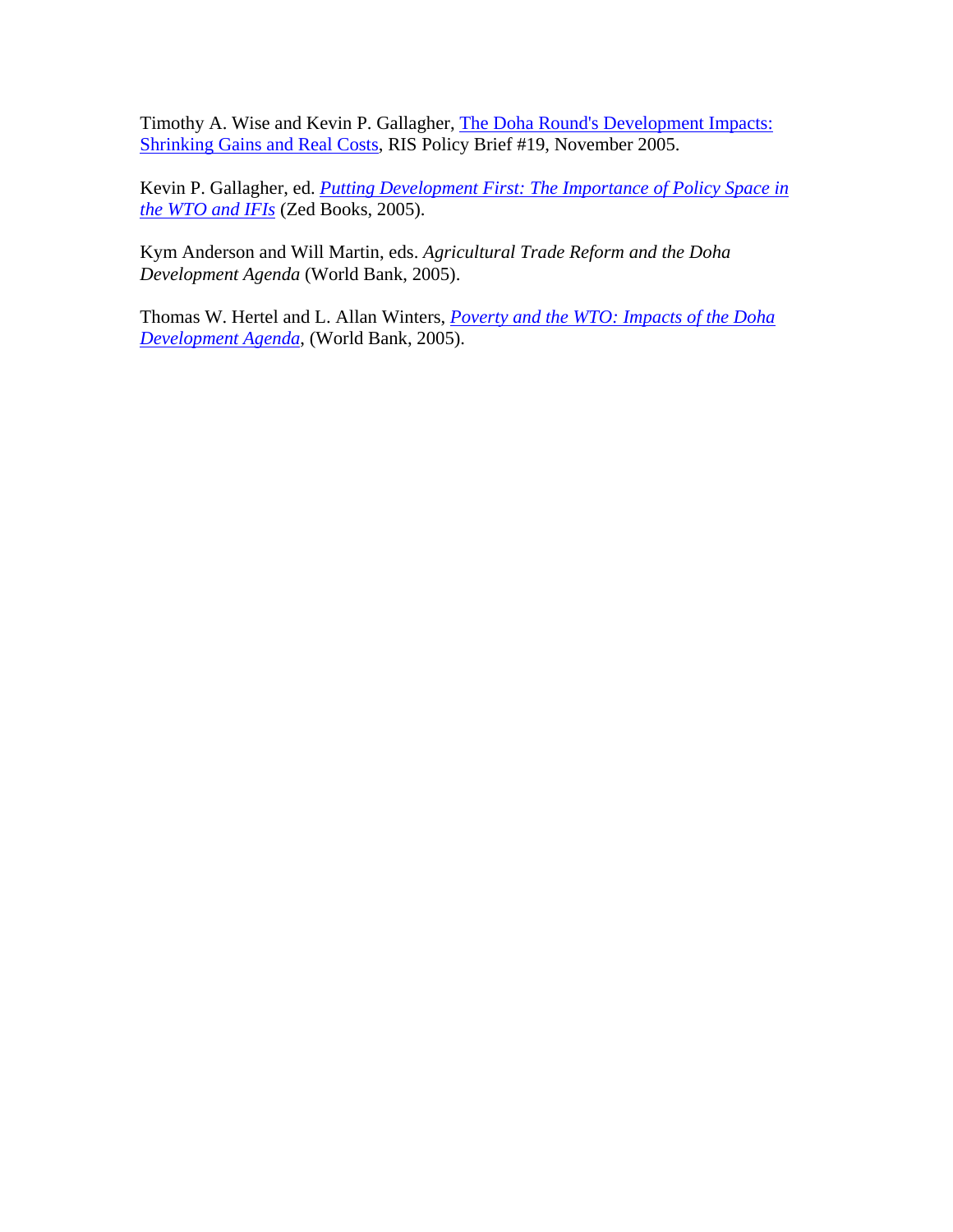Timothy A. Wise and Kevin P. Gallagher, The Doha Round's Development Impacts: Shrinking Gains and Real Costs, RIS Policy Brief #19, November 2005.

Kevin P. Gallagher, ed. *Putting Development First: The Importance of Policy Space in the WTO and IFIs* (Zed Books, 2005).

Kym Anderson and Will Martin, eds. *Agricultural Trade Reform and the Doha Development Agenda* (World Bank, 2005).

Thomas W. Hertel and L. Allan Winters, *Poverty and the WTO: Impacts of the Doha Development Agenda*, (World Bank, 2005).